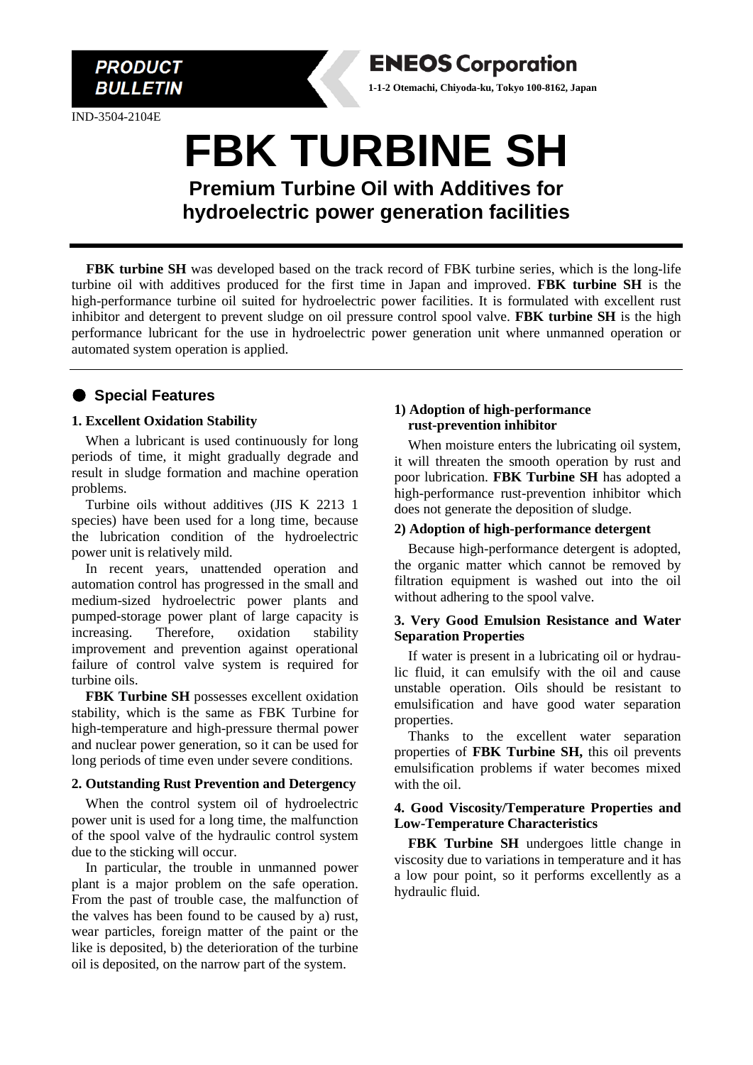**PRODUCT BULLETIN**

**ENEOS Corporation**

**1-1-2 Otemachi, Chiyoda-ku, Tokyo 100-8162, Japan**

IND-3504-2104E

# FBK TURBINE SH

## Premium Turbine Oil with Additives for hydroelectric power generation facilities

**FBK turbine SH** was developed based on the track record of FBK turbine series, which is the long-life turbine oil with additives produced for the first time in Japan and improved. **FBK turbine SH** is the high-performance turbine oil suited for hydroelectric power facilities. It is formulated with excellent rust inhibitor and detergent to prevent sludge on oil pressure control spool valve. **FBK turbine SH** is the high performance lubricant for the use in hydroelectric power generation unit where unmanned operation or automated system operation is applied.

## ● Special Features

### 1. Excellent Oxidation Stability

When a lubricant is used continuously for long periods of time, it might gradually degrade and result in sludge formation and machine operation problems.

Turbine oils without additives (JIS K 2213 1 species) have been used for a long time, because the lubrication condition of the hydroelectric power unit is relatively mild.

In recent years, unattended operation and automation control has progressed in the small and medium-sized hydroelectric power plants and pumped-storage power plant of large capacity is increasing. Therefore, oxidation stability improvement and prevention against operational failure of control valve system is required for turbine oils.

**FBK Turbine SH** possesses excellent oxidation stability, which is the same as FBK Turbine for high-temperature and high-pressure thermal power and nuclear power generation, so it can be used for long periods of time even under severe conditions.

### 2. Outstanding Rust Prevention and Detergency

When the control system oil of hydroelectric power unit is used for a long time, the malfunction of the spool valve of the hydraulic control system due to the sticking will occur.

In particular, the trouble in unmanned power plant is a major problem on the safe operation. From the past of trouble case, the malfunction of the valves has been found to be caused by a) rust, wear particles, foreign matter of the paint or the like is deposited, b) the deterioration of the turbine oil is deposited, on the narrow part of the system.

#### 1) Adoption of high-performance rust-prevention inhibitor

When moisture enters the lubricating oil system, it will threaten the smooth operation by rust and poor lubrication. **FBK Turbine SH** has adopted a high-performance rust-prevention inhibitor which does not generate the deposition of sludge.

#### 2) Adoption of high-performance detergent

Because high-performance detergent is adopted, the organic matter which cannot be removed by filtration equipment is washed out into the oil without adhering to the spool valve.

### 3. Very Good Emulsion Resistance and Water Separation Properties

If water is present in a lubricating oil or hydraulic fluid, it can emulsify with the oil and cause unstable operation. Oils should be resistant to emulsification and have good water separation properties.

Thanks to the excellent water separation properties of **FBK Turbine SH,** this oil prevents emulsification problems if water becomes mixed with the oil.

### 4. Good Viscosity/Temperature Properties and Low-Temperature Characteristics

**FBK Turbine SH** undergoes little change in viscosity due to variations in temperature and it has a low pour point, so it performs excellently as a hydraulic fluid.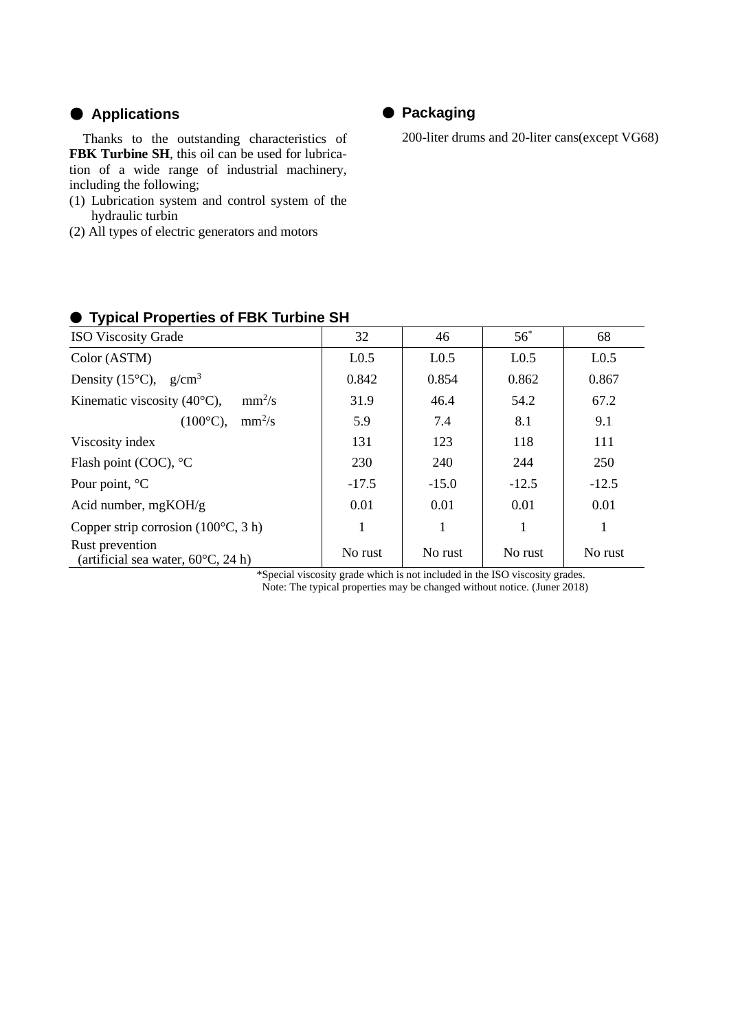## ● Applications

Thanks to the outstanding characteristics of **FBK Turbine SH**, this oil can be used for lubrication of a wide range of industrial machinery, including the following;

(1) Lubrication system and control system of the hydraulic turbin
(2) All types of electric generators and motors

## ● Packaging

200-liter drums and 20-liter cans(except VG68)

## ● Typical Properties of FBK Turbine SH

| ISO Viscosity Grade | 32 | 46 | 56* | 68 |
|---|---|---|---|---|
| Color (ASTM) | L0.5 | L0.5 | L0.5 | L0.5 |
| Density (15°C), $g/cm^3$ | 0.842 | 0.854 | 0.862 | 0.867 |
| Kinematic viscosity (40°C), $mm^2/s$ | 31.9 | 46.4 | 54.2 | 67.2 |
| (100°C), $mm^2/s$ | 5.9 | 7.4 | 8.1 | 9.1 |
| Viscosity index | 131 | 123 | 118 | 111 |
| Flash point (COC), °C | 230 | 240 | 244 | 250 |
| Pour point, °C | -17.5 | -15.0 | -12.5 | -12.5 |
| Acid number, mgKOH/g | 0.01 | 0.01 | 0.01 | 0.01 |
| Copper strip corrosion (100°C, 3 h) | 1 | 1 | 1 | 1 |
| Rust prevention (artificial sea water, 60°C, 24 h) | No rust | No rust | No rust | No rust |

*Special viscosity grade which is not included in the ISO viscosity grades.

Note: The typical properties may be changed without notice. (Juner 2018)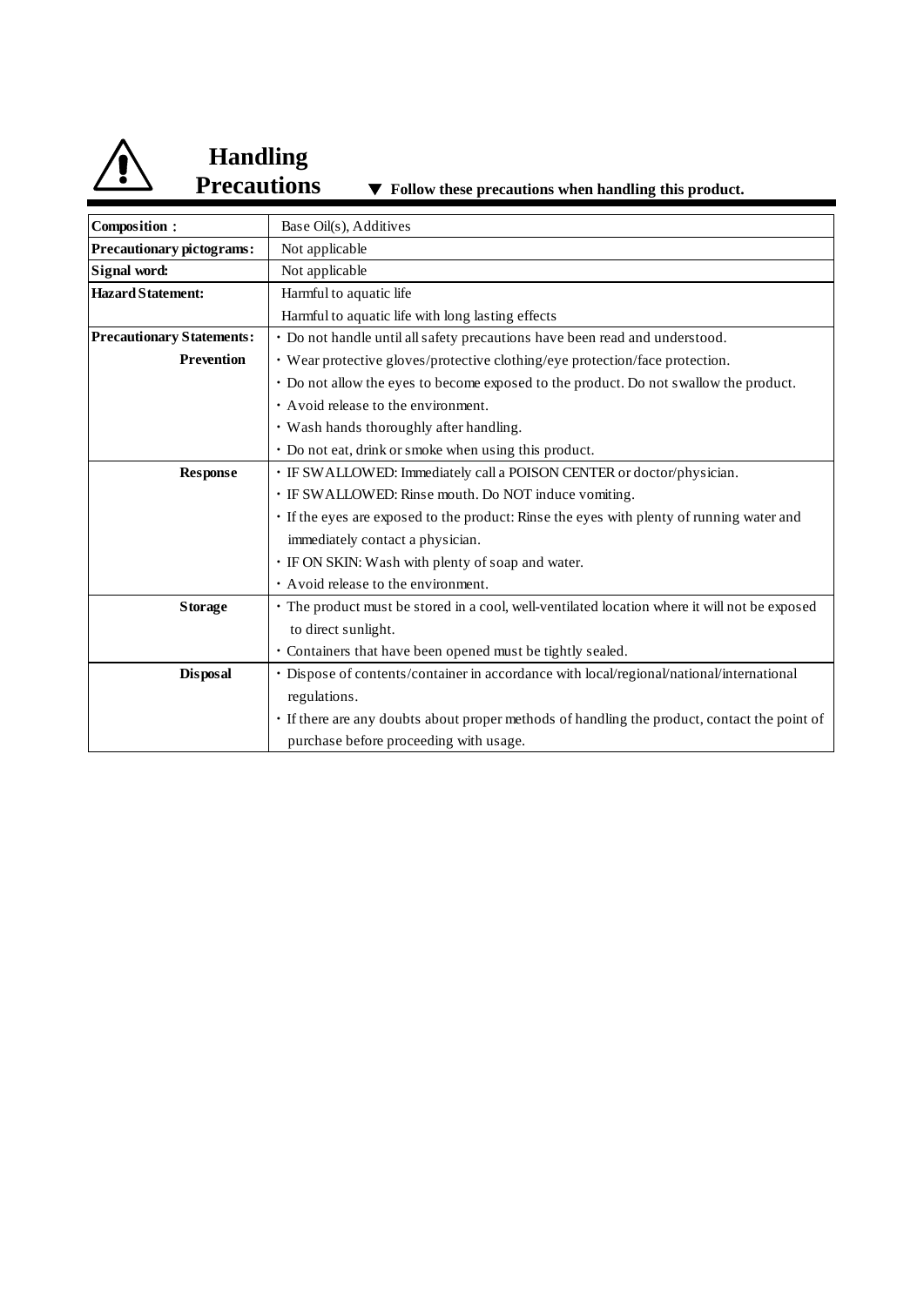# Handling Precautions

▼ **Follow these precautions when handling this product.**

| | |
|---|---|
| **Composition：** | Base Oil(s), Additives |
| **Precautionary pictograms:** | Not applicable |
| **Signal word:** | Not applicable |
| **Hazard Statement:** | Harmful to aquatic life<br>Harmful to aquatic life with long lasting effects |
| **Precautionary Statements:**<br>**Prevention** | ・Do not handle until all safety precautions have been read and understood.<br>・Wear protective gloves/protective clothing/eye protection/face protection.<br>・Do not allow the eyes to become exposed to the product. Do not swallow the product.<br>・Avoid release to the environment.<br>・Wash hands thoroughly after handling.<br>・Do not eat, drink or smoke when using this product. |
| **Response** | ・IF SWALLOWED: Immediately call a POISON CENTER or doctor/physician.<br>・IF SWALLOWED: Rinse mouth. Do NOT induce vomiting.<br>・If the eyes are exposed to the product: Rinse the eyes with plenty of running water and immediately contact a physician.<br>・IF ON SKIN: Wash with plenty of soap and water.<br>・Avoid release to the environment. |
| **Storage** | ・The product must be stored in a cool, well-ventilated location where it will not be exposed to direct sunlight.<br>・Containers that have been opened must be tightly sealed. |
| **Disposal** | ・Dispose of contents/container in accordance with local/regional/national/international regulations.<br>・If there are any doubts about proper methods of handling the product, contact the point of purchase before proceeding with usage. |